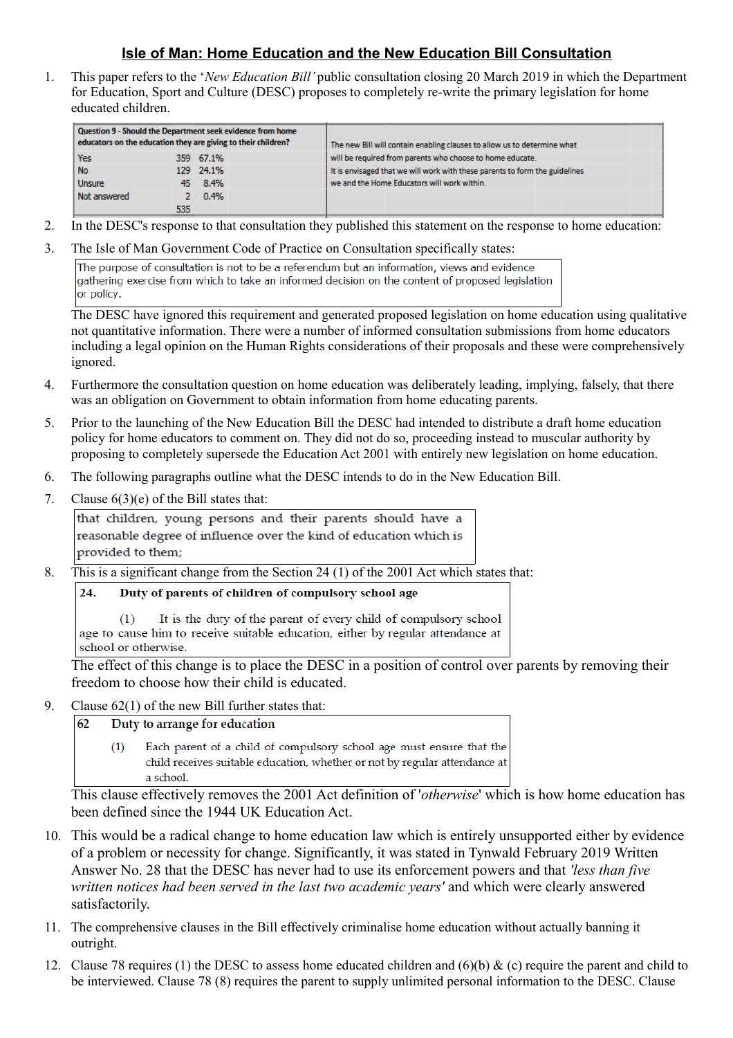# Isle of Man: Home Education and the New Education Bill Consultation

1. This paper refers to the '*New Education Bill'* public consultation closing 20 March 2019 in which the Department for Education, Sport and Culture (DESC) proposes to completely re-write the primary legislation for home educated children.

| Question 9 - Should the Department seek evidence from home educators on the education they are giving to their children? | | | The new Bill will contain enabling clauses to allow us to determine what will be required from parents who choose to home educate. It is envisaged that we will work with these parents to form the guidelines we and the Home Educators will work within. |
|---|---|---|---|
| Yes | 359 | 67.1% | |
| No | 129 | 24.1% | |
| Unsure | 45 | 8.4% | |
| Not answered | 2 | 0.4% | |
| | 535 | | |

2. In the DESC's response to that consultation they published this statement on the response to home education:

3. The Isle of Man Government Code of Practice on Consultation specifically states:

> The purpose of consultation is not to be a referendum but an information, views and evidence gathering exercise from which to take an informed decision on the content of proposed legislation or policy.

   The DESC have ignored this requirement and generated proposed legislation on home education using qualitative not quantitative information. There were a number of informed consultation submissions from home educators including a legal opinion on the Human Rights considerations of their proposals and these were comprehensively ignored.

4. Furthermore the consultation question on home education was deliberately leading, implying, falsely, that there was an obligation on Government to obtain information from home educating parents.

5. Prior to the launching of the New Education Bill the DESC had intended to distribute a draft home education policy for home educators to comment on. They did not do so, proceeding instead to muscular authority by proposing to completely supersede the Education Act 2001 with entirely new legislation on home education.

6. The following paragraphs outline what the DESC intends to do in the New Education Bill.

7. Clause 6(3)(e) of the Bill states that:

> that children, young persons and their parents should have a reasonable degree of influence over the kind of education which is provided to them;

8. This is a significant change from the Section 24 (1) of the 2001 Act which states that:

> **24. Duty of parents of children of compulsory school age**
>
> (1) It is the duty of the parent of every child of compulsory school age to cause him to receive suitable education, either by regular attendance at school or otherwise.

   The effect of this change is to place the DESC in a position of control over parents by removing their freedom to choose how their child is educated.

9. Clause 62(1) of the new Bill further states that:

> **62 Duty to arrange for education**
>
> (1) Each parent of a child of compulsory school age must ensure that the child receives suitable education, whether or not by regular attendance at a school.

   This clause effectively removes the 2001 Act definition of '*otherwise*' which is how home education has been defined since the 1944 UK Education Act.

10. This would be a radical change to home education law which is entirely unsupported either by evidence of a problem or necessity for change. Significantly, it was stated in Tynwald February 2019 Written Answer No. 28 that the DESC has never had to use its enforcement powers and that *'less than five written notices had been served in the last two academic years'* and which were clearly answered satisfactorily.

11. The comprehensive clauses in the Bill effectively criminalise home education without actually banning it outright.

12. Clause 78 requires (1) the DESC to assess home educated children and (6)(b) & (c) require the parent and child to be interviewed. Clause 78 (8) requires the parent to supply unlimited personal information to the DESC. Clause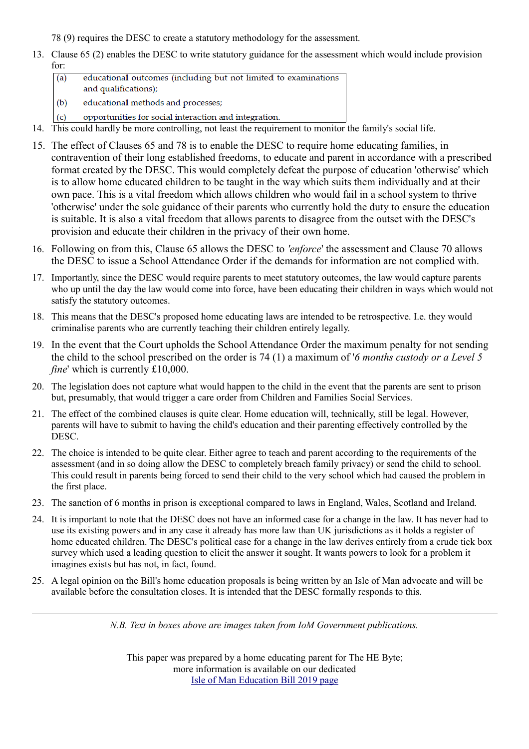78 (9) requires the DESC to create a statutory methodology for the assessment.

13. Clause 65 (2) enables the DESC to write statutory guidance for the assessment which would include provision for:

| | |
|---|---|
| (a) | educational outcomes (including but not limited to examinations and qualifications); |
| (b) | educational methods and processes; |
| (c) | opportunities for social interaction and integration. |

14. This could hardly be more controlling, not least the requirement to monitor the family's social life.

15. The effect of Clauses 65 and 78 is to enable the DESC to require home educating families, in contravention of their long established freedoms, to educate and parent in accordance with a prescribed format created by the DESC. This would completely defeat the purpose of education 'otherwise' which is to allow home educated children to be taught in the way which suits them individually and at their own pace. This is a vital freedom which allows children who would fail in a school system to thrive 'otherwise' under the sole guidance of their parents who currently hold the duty to ensure the education is suitable. It is also a vital freedom that allows parents to disagree from the outset with the DESC's provision and educate their children in the privacy of their own home.

16. Following on from this, Clause 65 allows the DESC to *'enforce'* the assessment and Clause 70 allows the DESC to issue a School Attendance Order if the demands for information are not complied with.

17. Importantly, since the DESC would require parents to meet statutory outcomes, the law would capture parents who up until the day the law would come into force, have been educating their children in ways which would not satisfy the statutory outcomes.

18. This means that the DESC's proposed home educating laws are intended to be retrospective. I.e. they would criminalise parents who are currently teaching their children entirely legally.

19. In the event that the Court upholds the School Attendance Order the maximum penalty for not sending the child to the school prescribed on the order is 74 (1) a maximum of '*6 months custody or a Level 5 fine*' which is currently £10,000.

20. The legislation does not capture what would happen to the child in the event that the parents are sent to prison but, presumably, that would trigger a care order from Children and Families Social Services.

21. The effect of the combined clauses is quite clear. Home education will, technically, still be legal. However, parents will have to submit to having the child's education and their parenting effectively controlled by the DESC.

22. The choice is intended to be quite clear. Either agree to teach and parent according to the requirements of the assessment (and in so doing allow the DESC to completely breach family privacy) or send the child to school. This could result in parents being forced to send their child to the very school which had caused the problem in the first place.

23. The sanction of 6 months in prison is exceptional compared to laws in England, Wales, Scotland and Ireland.

24. It is important to note that the DESC does not have an informed case for a change in the law. It has never had to use its existing powers and in any case it already has more law than UK jurisdictions as it holds a register of home educated children. The DESC's political case for a change in the law derives entirely from a crude tick box survey which used a leading question to elicit the answer it sought. It wants powers to look for a problem it imagines exists but has not, in fact, found.

25. A legal opinion on the Bill's home education proposals is being written by an Isle of Man advocate and will be available before the consultation closes. It is intended that the DESC formally responds to this.

---

*N.B. Text in boxes above are images taken from IoM Government publications.*

This paper was prepared by a home educating parent for The HE Byte;
more information is available on our dedicated
Isle of Man Education Bill 2019 page